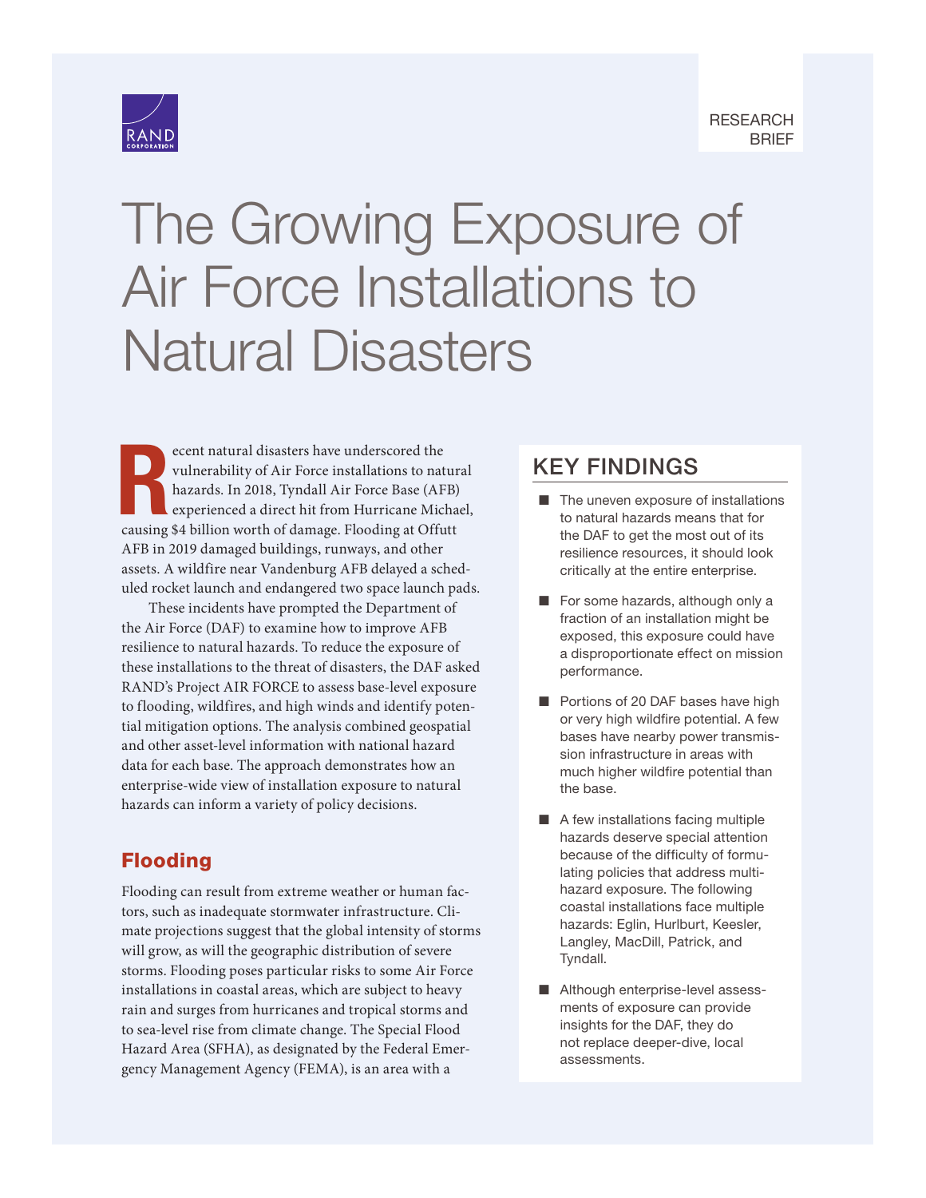RESEARCH BRIEF

# The Growing Exposure of Air Force Installations to Natural Disasters

Recent natural disasters have underscored the vulnerability of Air Force installations to natural hazards. In 2018, Tyndall Air Force Base (AFB) experienced a direct hit from Hurricane Michael, causing $4 billion worth of damage. Flooding at Offutt AFB in 2019 damaged buildings, runways, and other assets. A wildfire near Vandenburg AFB delayed a scheduled rocket launch and endangered two space launch pads.

These incidents have prompted the Department of the Air Force (DAF) to examine how to improve AFB resilience to natural hazards. To reduce the exposure of these installations to the threat of disasters, the DAF asked RAND's Project AIR FORCE to assess base-level exposure to flooding, wildfires, and high winds and identify potential mitigation options. The analysis combined geospatial and other asset-level information with national hazard data for each base. The approach demonstrates how an enterprise-wide view of installation exposure to natural hazards can inform a variety of policy decisions.

## KEY FINDINGS

- The uneven exposure of installations to natural hazards means that for the DAF to get the most out of its resilience resources, it should look critically at the entire enterprise.
- For some hazards, although only a fraction of an installation might be exposed, this exposure could have a disproportionate effect on mission performance.
- Portions of 20 DAF bases have high or very high wildfire potential. A few bases have nearby power transmission infrastructure in areas with much higher wildfire potential than the base.
- A few installations facing multiple hazards deserve special attention because of the difficulty of formulating policies that address multi-hazard exposure. The following coastal installations face multiple hazards: Eglin, Hurlburt, Keesler, Langley, MacDill, Patrick, and Tyndall.
- Although enterprise-level assessments of exposure can provide insights for the DAF, they do not replace deeper-dive, local assessments.

## Flooding

Flooding can result from extreme weather or human factors, such as inadequate stormwater infrastructure. Climate projections suggest that the global intensity of storms will grow, as will the geographic distribution of severe storms. Flooding poses particular risks to some Air Force installations in coastal areas, which are subject to heavy rain and surges from hurricanes and tropical storms and to sea-level rise from climate change. The Special Flood Hazard Area (SFHA), as designated by the Federal Emergency Management Agency (FEMA), is an area with a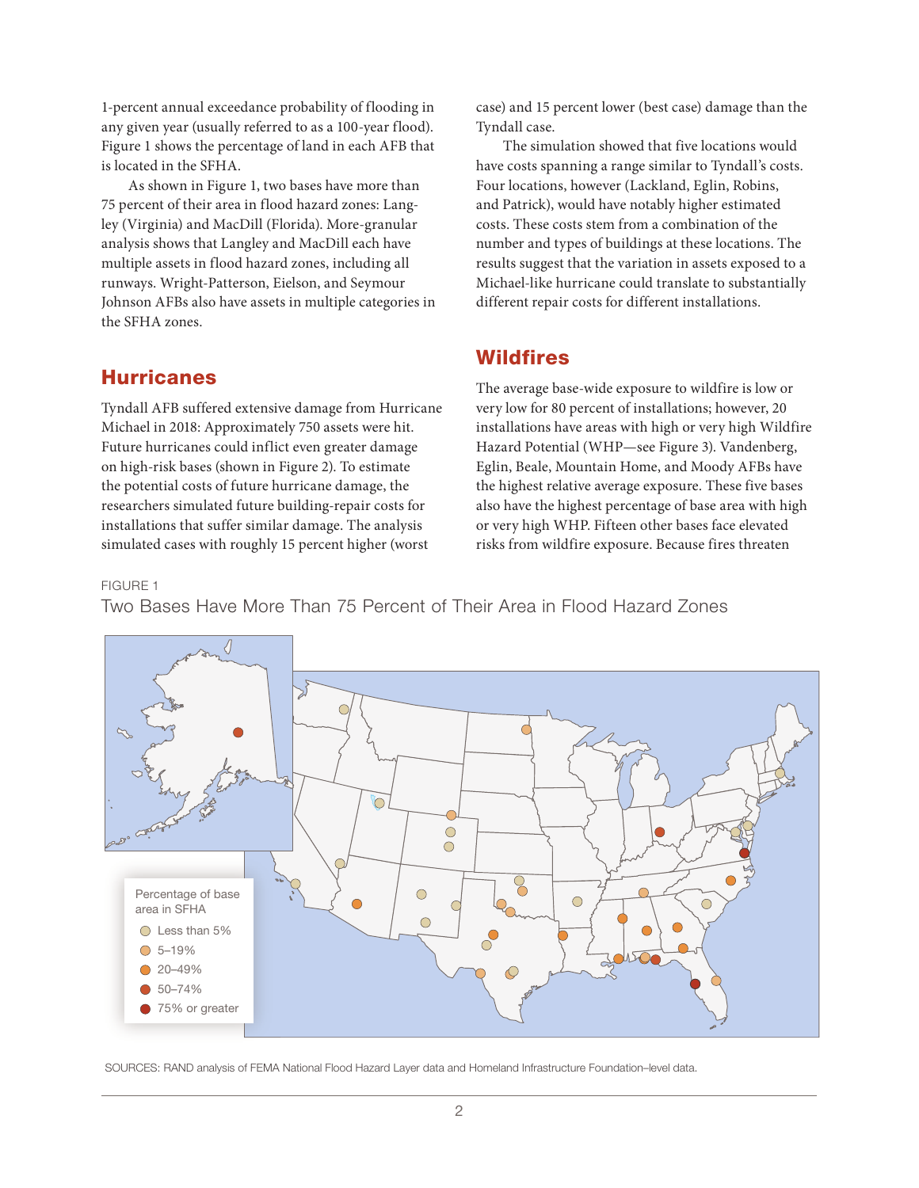1-percent annual exceedance probability of flooding in any given year (usually referred to as a 100-year flood). Figure 1 shows the percentage of land in each AFB that is located in the SFHA.

As shown in Figure 1, two bases have more than 75 percent of their area in flood hazard zones: Langley (Virginia) and MacDill (Florida). More-granular analysis shows that Langley and MacDill each have multiple assets in flood hazard zones, including all runways. Wright-Patterson, Eielson, and Seymour Johnson AFBs also have assets in multiple categories in the SFHA zones.

## Hurricanes

Tyndall AFB suffered extensive damage from Hurricane Michael in 2018: Approximately 750 assets were hit. Future hurricanes could inflict even greater damage on high-risk bases (shown in Figure 2). To estimate the potential costs of future hurricane damage, the researchers simulated future building-repair costs for installations that suffer similar damage. The analysis simulated cases with roughly 15 percent higher (worst case) and 15 percent lower (best case) damage than the Tyndall case.

The simulation showed that five locations would have costs spanning a range similar to Tyndall's costs. Four locations, however (Lackland, Eglin, Robins, and Patrick), would have notably higher estimated costs. These costs stem from a combination of the number and types of buildings at these locations. The results suggest that the variation in assets exposed to a Michael-like hurricane could translate to substantially different repair costs for different installations.

## Wildfires

The average base-wide exposure to wildfire is low or very low for 80 percent of installations; however, 20 installations have areas with high or very high Wildfire Hazard Potential (WHP—see Figure 3). Vandenberg, Eglin, Beale, Mountain Home, and Moody AFBs have the highest relative average exposure. These five bases also have the highest percentage of base area with high or very high WHP. Fifteen other bases face elevated risks from wildfire exposure. Because fires threaten

FIGURE 1

Two Bases Have More Than 75 Percent of Their Area in Flood Hazard Zones

Percentage of base area in SFHA
Less than 5%
5–19%
20–49%
50–74%
75% or greater

SOURCES: RAND analysis of FEMA National Flood Hazard Layer data and Homeland Infrastructure Foundation–level data.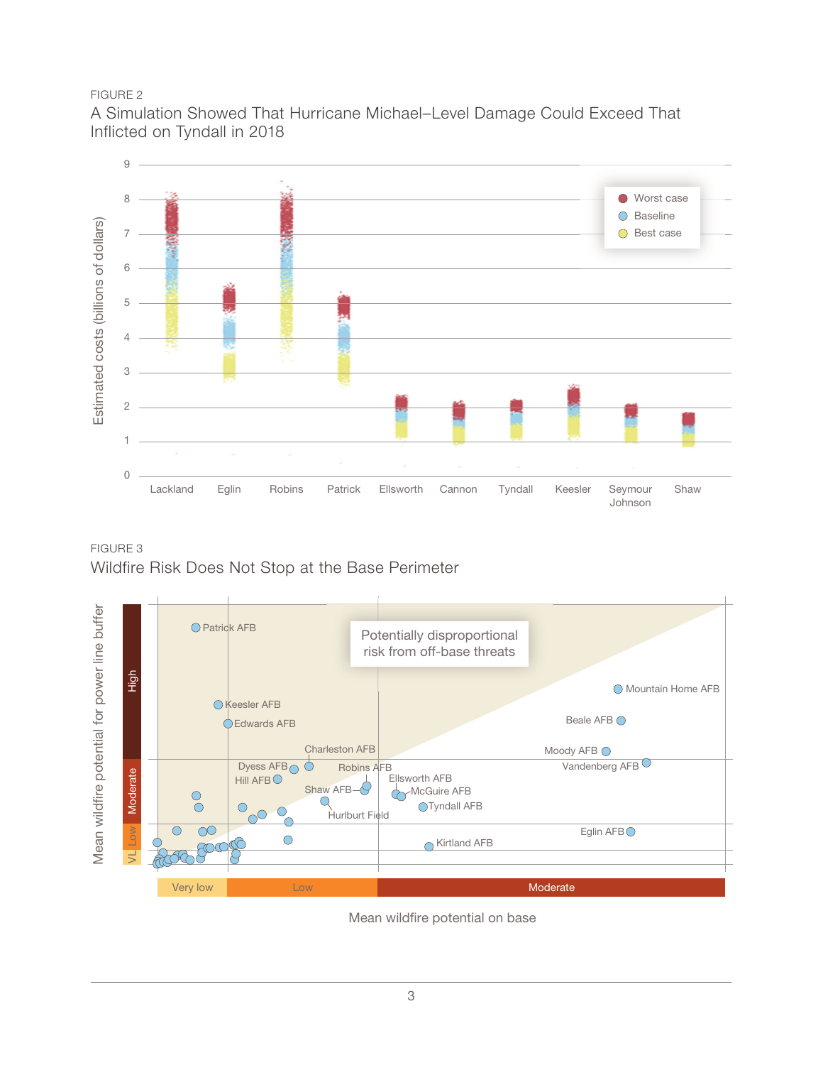FIGURE 2

A Simulation Showed That Hurricane Michael–Level Damage Could Exceed That Inflicted on Tyndall in 2018

Estimated costs (billions of dollars)

0
1
2
3
4
5
6
7
8
9

Worst case
Baseline
Best case

Lackland
Eglin
Robins
Patrick
Ellsworth
Cannon
Tyndall
Keesler
Seymour Johnson
Shaw

FIGURE 3

Wildfire Risk Does Not Stop at the Base Perimeter

Mean wildfire potential for power line buffer

High
Moderate
Low
VL

Potentially disproportional risk from off-base threats

Patrick AFB
Mountain Home AFB
Keesler AFB
Edwards AFB
Beale AFB
Charleston AFB
Moody AFB
Dyess AFB
Hill AFB
Robins AFB
Vandenberg AFB
Ellsworth AFB
Shaw AFB
McGuire AFB
Tyndall AFB
Hurlburt Field
Eglin AFB
Kirtland AFB

Very low
Low
Moderate

Mean wildfire potential on base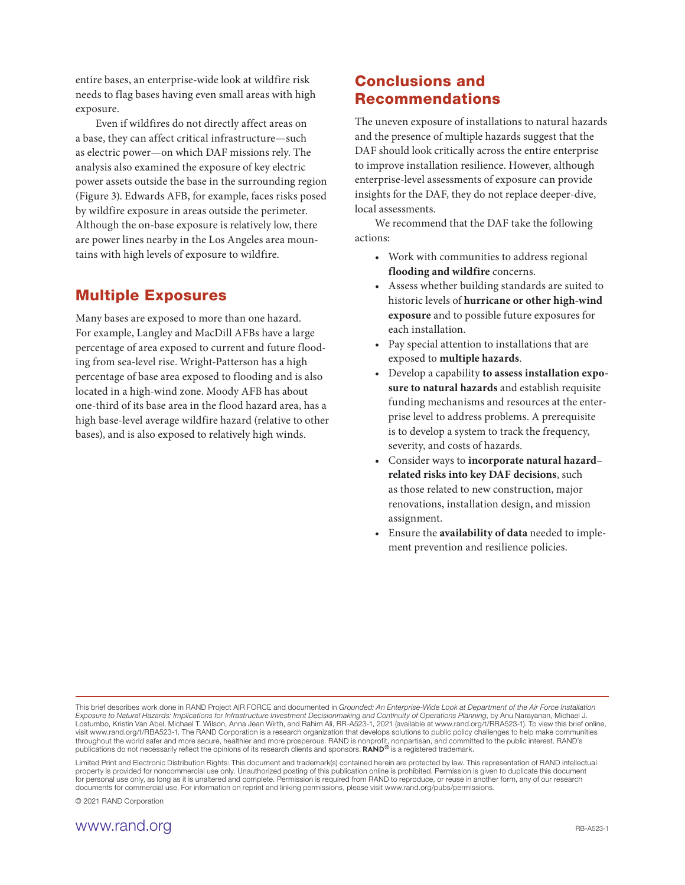entire bases, an enterprise-wide look at wildfire risk needs to flag bases having even small areas with high exposure.

Even if wildfires do not directly affect areas on a base, they can affect critical infrastructure—such as electric power—on which DAF missions rely. The analysis also examined the exposure of key electric power assets outside the base in the surrounding region (Figure 3). Edwards AFB, for example, faces risks posed by wildfire exposure in areas outside the perimeter. Although the on-base exposure is relatively low, there are power lines nearby in the Los Angeles area mountains with high levels of exposure to wildfire.

## Multiple Exposures

Many bases are exposed to more than one hazard. For example, Langley and MacDill AFBs have a large percentage of area exposed to current and future flooding from sea-level rise. Wright-Patterson has a high percentage of base area exposed to flooding and is also located in a high-wind zone. Moody AFB has about one-third of its base area in the flood hazard area, has a high base-level average wildfire hazard (relative to other bases), and is also exposed to relatively high winds.

## Conclusions and Recommendations

The uneven exposure of installations to natural hazards and the presence of multiple hazards suggest that the DAF should look critically across the entire enterprise to improve installation resilience. However, although enterprise-level assessments of exposure can provide insights for the DAF, they do not replace deeper-dive, local assessments.

We recommend that the DAF take the following actions:

- Work with communities to address regional **flooding and wildfire** concerns.
- Assess whether building standards are suited to historic levels of **hurricane or other high-wind exposure** and to possible future exposures for each installation.
- Pay special attention to installations that are exposed to **multiple hazards**.
- Develop a capability **to assess installation exposure to natural hazards** and establish requisite funding mechanisms and resources at the enterprise level to address problems. A prerequisite is to develop a system to track the frequency, severity, and costs of hazards.
- Consider ways to **incorporate natural hazard–related risks into key DAF decisions**, such as those related to new construction, major renovations, installation design, and mission assignment.
- Ensure the **availability of data** needed to implement prevention and resilience policies.

---

This brief describes work done in RAND Project AIR FORCE and documented in *Grounded: An Enterprise-Wide Look at Department of the Air Force Installation Exposure to Natural Hazards: Implications for Infrastructure Investment Decisionmaking and Continuity of Operations Planning*, by Anu Narayanan, Michael J. Lostumbo, Kristin Van Abel, Michael T. Wilson, Anna Jean Wirth, and Rahim Ali, RR-A523-1, 2021 (available at www.rand.org/t/RRA523-1). To view this brief online, visit www.rand.org/t/RBA523-1. The RAND Corporation is a research organization that develops solutions to public policy challenges to help make communities throughout the world safer and more secure, healthier and more prosperous. RAND is nonprofit, nonpartisan, and committed to the public interest. RAND's publications do not necessarily reflect the opinions of its research clients and sponsors. **RAND**® is a registered trademark.

Limited Print and Electronic Distribution Rights: This document and trademark(s) contained herein are protected by law. This representation of RAND intellectual property is provided for noncommercial use only. Unauthorized posting of this publication online is prohibited. Permission is given to duplicate this document for personal use only, as long as it is unaltered and complete. Permission is required from RAND to reproduce, or reuse in another form, any of our research documents for commercial use. For information on reprint and linking permissions, please visit www.rand.org/pubs/permissions.

© 2021 RAND Corporation

www.rand.org

RB-A523-1